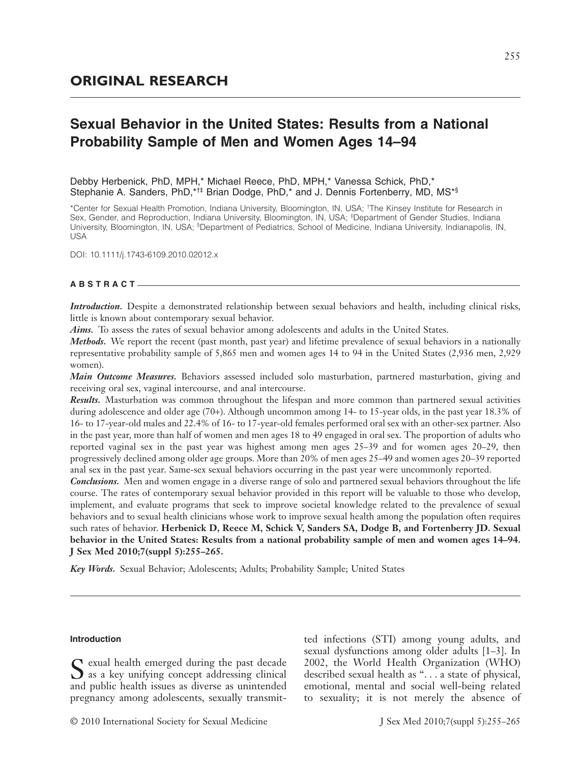## ORIGINAL RESEARCH

# Sexual Behavior in the United States: Results from a National Probability Sample of Men and Women Ages 14–94

Debby Herbenick, PhD, MPH,* Michael Reece, PhD, MPH,* Vanessa Schick, PhD,* Stephanie A. Sanders, PhD,*†‡ Brian Dodge, PhD,* and J. Dennis Fortenberry, MD, MS*§

*Center for Sexual Health Promotion, Indiana University, Bloomington, IN, USA; †The Kinsey Institute for Research in Sex, Gender, and Reproduction, Indiana University, Bloomington, IN, USA; ‡Department of Gender Studies, Indiana University, Bloomington, IN, USA; §Department of Pediatrics, School of Medicine, Indiana University, Indianapolis, IN, USA

DOI: 10.1111/j.1743-6109.2010.02012.x

## ABSTRACT

***Introduction.*** Despite a demonstrated relationship between sexual behaviors and health, including clinical risks, little is known about contemporary sexual behavior.

***Aims.*** To assess the rates of sexual behavior among adolescents and adults in the United States.

***Methods.*** We report the recent (past month, past year) and lifetime prevalence of sexual behaviors in a nationally representative probability sample of 5,865 men and women ages 14 to 94 in the United States (2,936 men, 2,929 women).

***Main Outcome Measures.*** Behaviors assessed included solo masturbation, partnered masturbation, giving and receiving oral sex, vaginal intercourse, and anal intercourse.

***Results.*** Masturbation was common throughout the lifespan and more common than partnered sexual activities during adolescence and older age (70+). Although uncommon among 14- to 15-year olds, in the past year 18.3% of 16- to 17-year-old males and 22.4% of 16- to 17-year-old females performed oral sex with an other-sex partner. Also in the past year, more than half of women and men ages 18 to 49 engaged in oral sex. The proportion of adults who reported vaginal sex in the past year was highest among men ages 25–39 and for women ages 20–29, then progressively declined among older age groups. More than 20% of men ages 25–49 and women ages 20–39 reported anal sex in the past year. Same-sex sexual behaviors occurring in the past year were uncommonly reported.

***Conclusions.*** Men and women engage in a diverse range of solo and partnered sexual behaviors throughout the life course. The rates of contemporary sexual behavior provided in this report will be valuable to those who develop, implement, and evaluate programs that seek to improve societal knowledge related to the prevalence of sexual behaviors and to sexual health clinicians whose work to improve sexual health among the population often requires such rates of behavior. **Herbenick D, Reece M, Schick V, Sanders SA, Dodge B, and Fortenberry JD. Sexual behavior in the United States: Results from a national probability sample of men and women ages 14–94. J Sex Med 2010;7(suppl 5):255–265.**

***Key Words.*** Sexual Behavior; Adolescents; Adults; Probability Sample; United States

### Introduction

Sexual health emerged during the past decade as a key unifying concept addressing clinical and public health issues as diverse as unintended pregnancy among adolescents, sexually transmitted infections (STI) among young adults, and sexual dysfunctions among older adults [1–3]. In 2002, the World Health Organization (WHO) described sexual health as "... a state of physical, emotional, mental and social well-being related to sexuality; it is not merely the absence of

© 2010 International Society for Sexual Medicine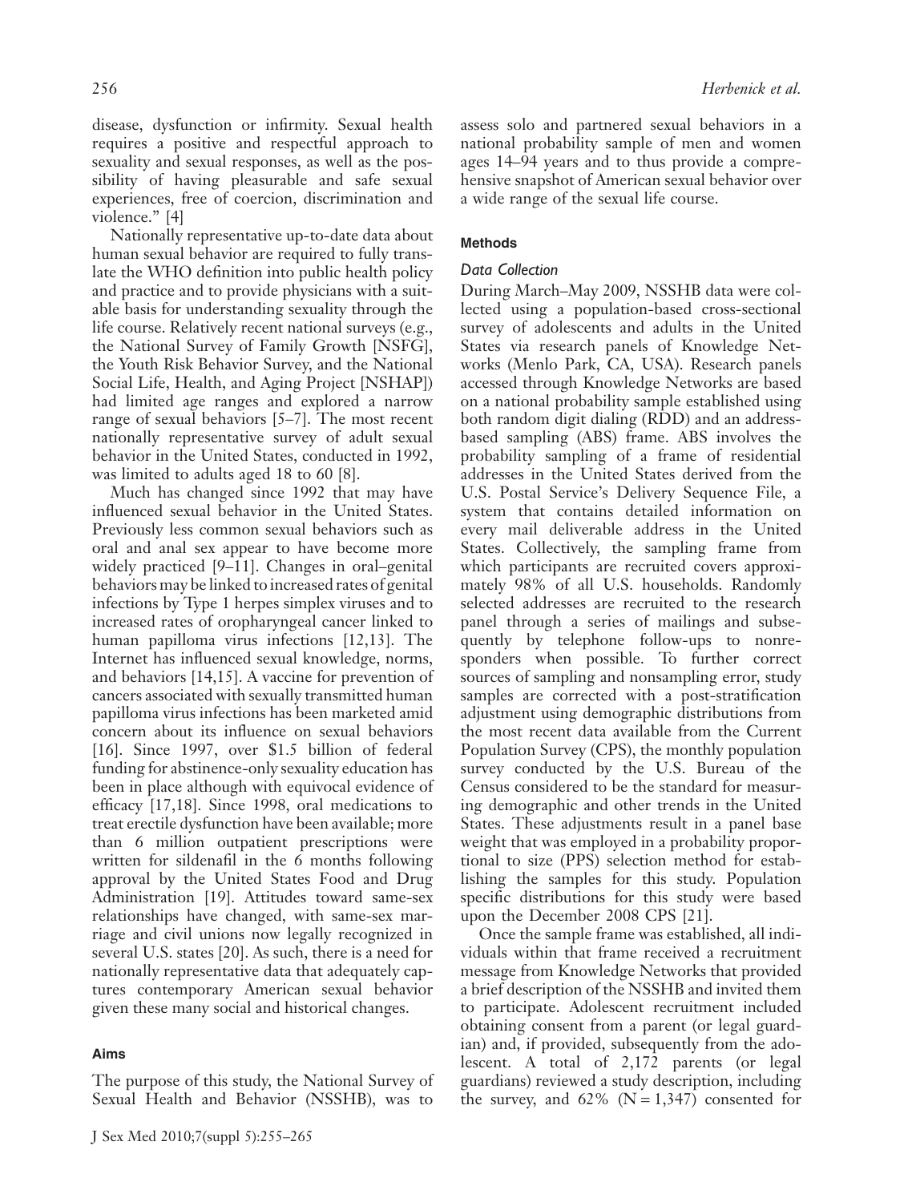disease, dysfunction or infirmity. Sexual health requires a positive and respectful approach to sexuality and sexual responses, as well as the possibility of having pleasurable and safe sexual experiences, free of coercion, discrimination and violence." [4]

Nationally representative up-to-date data about human sexual behavior are required to fully translate the WHO definition into public health policy and practice and to provide physicians with a suitable basis for understanding sexuality through the life course. Relatively recent national surveys (e.g., the National Survey of Family Growth [NSFG], the Youth Risk Behavior Survey, and the National Social Life, Health, and Aging Project [NSHAP]) had limited age ranges and explored a narrow range of sexual behaviors [5–7]. The most recent nationally representative survey of adult sexual behavior in the United States, conducted in 1992, was limited to adults aged 18 to 60 [8].

Much has changed since 1992 that may have influenced sexual behavior in the United States. Previously less common sexual behaviors such as oral and anal sex appear to have become more widely practiced [9–11]. Changes in oral–genital behaviors may be linked to increased rates of genital infections by Type 1 herpes simplex viruses and to increased rates of oropharyngeal cancer linked to human papilloma virus infections [12,13]. The Internet has influenced sexual knowledge, norms, and behaviors [14,15]. A vaccine for prevention of cancers associated with sexually transmitted human papilloma virus infections has been marketed amid concern about its influence on sexual behaviors [16]. Since 1997, over $1.5 billion of federal funding for abstinence-only sexuality education has been in place although with equivocal evidence of efficacy [17,18]. Since 1998, oral medications to treat erectile dysfunction have been available; more than 6 million outpatient prescriptions were written for sildenafil in the 6 months following approval by the United States Food and Drug Administration [19]. Attitudes toward same-sex relationships have changed, with same-sex marriage and civil unions now legally recognized in several U.S. states [20]. As such, there is a need for nationally representative data that adequately captures contemporary American sexual behavior given these many social and historical changes.

## Aims

The purpose of this study, the National Survey of Sexual Health and Behavior (NSSHB), was to assess solo and partnered sexual behaviors in a national probability sample of men and women ages 14–94 years and to thus provide a comprehensive snapshot of American sexual behavior over a wide range of the sexual life course.

## Methods

### *Data Collection*

During March–May 2009, NSSHB data were collected using a population-based cross-sectional survey of adolescents and adults in the United States via research panels of Knowledge Networks (Menlo Park, CA, USA). Research panels accessed through Knowledge Networks are based on a national probability sample established using both random digit dialing (RDD) and an address-based sampling (ABS) frame. ABS involves the probability sampling of a frame of residential addresses in the United States derived from the U.S. Postal Service's Delivery Sequence File, a system that contains detailed information on every mail deliverable address in the United States. Collectively, the sampling frame from which participants are recruited covers approximately 98% of all U.S. households. Randomly selected addresses are recruited to the research panel through a series of mailings and subsequently by telephone follow-ups to nonresponders when possible. To further correct sources of sampling and nonsampling error, study samples are corrected with a post-stratification adjustment using demographic distributions from the most recent data available from the Current Population Survey (CPS), the monthly population survey conducted by the U.S. Bureau of the Census considered to be the standard for measuring demographic and other trends in the United States. These adjustments result in a panel base weight that was employed in a probability proportional to size (PPS) selection method for establishing the samples for this study. Population specific distributions for this study were based upon the December 2008 CPS [21].

Once the sample frame was established, all individuals within that frame received a recruitment message from Knowledge Networks that provided a brief description of the NSSHB and invited them to participate. Adolescent recruitment included obtaining consent from a parent (or legal guardian) and, if provided, subsequently from the adolescent. A total of 2,172 parents (or legal guardians) reviewed a study description, including the survey, and 62% ($N = 1{,}347$) consented for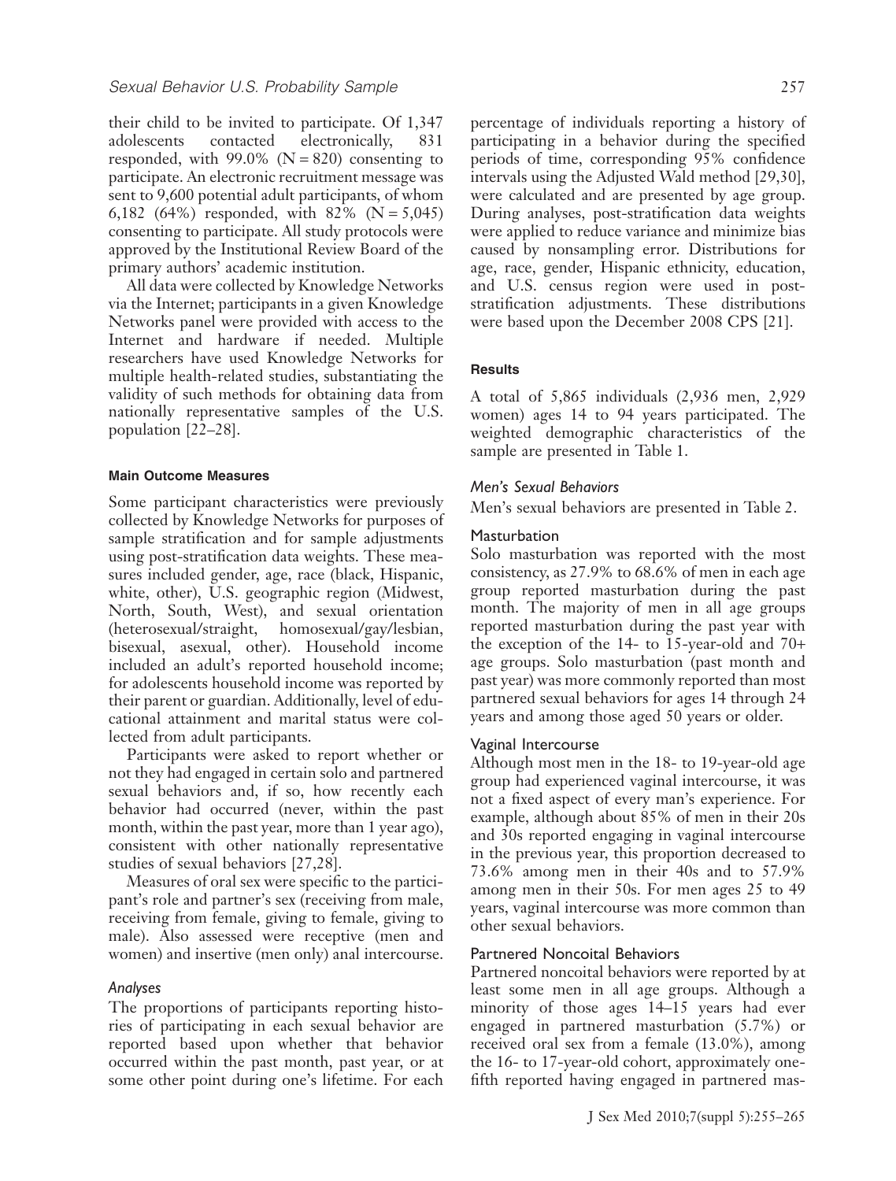their child to be invited to participate. Of 1,347 adolescents contacted electronically, 831 responded, with 99.0% (N = 820) consenting to participate. An electronic recruitment message was sent to 9,600 potential adult participants, of whom 6,182 (64%) responded, with 82% (N = 5,045) consenting to participate. All study protocols were approved by the Institutional Review Board of the primary authors' academic institution.

All data were collected by Knowledge Networks via the Internet; participants in a given Knowledge Networks panel were provided with access to the Internet and hardware if needed. Multiple researchers have used Knowledge Networks for multiple health-related studies, substantiating the validity of such methods for obtaining data from nationally representative samples of the U.S. population [22–28].

### Main Outcome Measures

Some participant characteristics were previously collected by Knowledge Networks for purposes of sample stratification and for sample adjustments using post-stratification data weights. These measures included gender, age, race (black, Hispanic, white, other), U.S. geographic region (Midwest, North, South, West), and sexual orientation (heterosexual/straight, homosexual/gay/lesbian, bisexual, asexual, other). Household income included an adult's reported household income; for adolescents household income was reported by their parent or guardian. Additionally, level of educational attainment and marital status were collected from adult participants.

Participants were asked to report whether or not they had engaged in certain solo and partnered sexual behaviors and, if so, how recently each behavior had occurred (never, within the past month, within the past year, more than 1 year ago), consistent with other nationally representative studies of sexual behaviors [27,28].

Measures of oral sex were specific to the participant's role and partner's sex (receiving from male, receiving from female, giving to female, giving to male). Also assessed were receptive (men and women) and insertive (men only) anal intercourse.

### *Analyses*

The proportions of participants reporting histories of participating in each sexual behavior are reported based upon whether that behavior occurred within the past month, past year, or at some other point during one's lifetime. For each percentage of individuals reporting a history of participating in a behavior during the specified periods of time, corresponding 95% confidence intervals using the Adjusted Wald method [29,30], were calculated and are presented by age group. During analyses, post-stratification data weights were applied to reduce variance and minimize bias caused by nonsampling error. Distributions for age, race, gender, Hispanic ethnicity, education, and U.S. census region were used in post-stratification adjustments. These distributions were based upon the December 2008 CPS [21].

## Results

A total of 5,865 individuals (2,936 men, 2,929 women) ages 14 to 94 years participated. The weighted demographic characteristics of the sample are presented in Table 1.

### *Men's Sexual Behaviors*

Men's sexual behaviors are presented in Table 2.

#### Masturbation

Solo masturbation was reported with the most consistency, as 27.9% to 68.6% of men in each age group reported masturbation during the past month. The majority of men in all age groups reported masturbation during the past year with the exception of the 14- to 15-year-old and 70+ age groups. Solo masturbation (past month and past year) was more commonly reported than most partnered sexual behaviors for ages 14 through 24 years and among those aged 50 years or older.

#### Vaginal Intercourse

Although most men in the 18- to 19-year-old age group had experienced vaginal intercourse, it was not a fixed aspect of every man's experience. For example, although about 85% of men in their 20s and 30s reported engaging in vaginal intercourse in the previous year, this proportion decreased to 73.6% among men in their 40s and to 57.9% among men in their 50s. For men ages 25 to 49 years, vaginal intercourse was more common than other sexual behaviors.

#### Partnered Noncoital Behaviors

Partnered noncoital behaviors were reported by at least some men in all age groups. Although a minority of those ages 14–15 years had ever engaged in partnered masturbation (5.7%) or received oral sex from a female (13.0%), among the 16- to 17-year-old cohort, approximately one-fifth reported having engaged in partnered mas-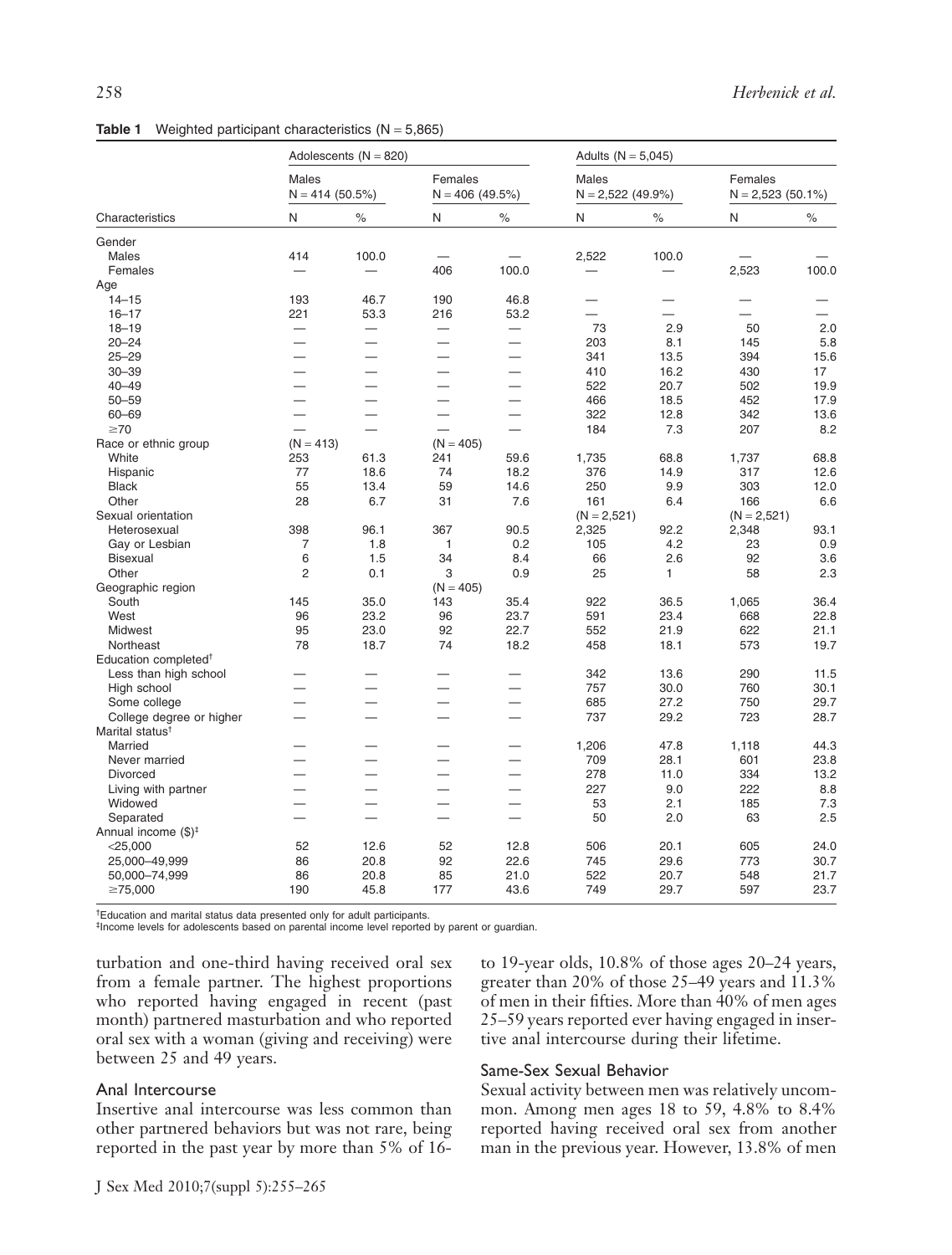**Table 1** Weighted participant characteristics (N = 5,865)

| Characteristics | Adolescents (N = 820) | | | | Adults (N = 5,045) | | | |
|---|---|---|---|---|---|---|---|---|
| | Males N = 414 (50.5%) | | Females N = 406 (49.5%) | | Males N = 2,522 (49.9%) | | Females N = 2,523 (50.1%) | |
| | N | % | N | % | N | % | N | % |
| Gender | | | | | | | | |
| Males | 414 | 100.0 | — | — | 2,522 | 100.0 | — | — |
| Females | — | — | 406 | 100.0 | — | — | 2,523 | 100.0 |
| Age | | | | | | | | |
| 14–15 | 193 | 46.7 | 190 | 46.8 | — | — | — | — |
| 16–17 | 221 | 53.3 | 216 | 53.2 | — | — | — | — |
| 18–19 | — | — | — | — | 73 | 2.9 | 50 | 2.0 |
| 20–24 | — | — | — | — | 203 | 8.1 | 145 | 5.8 |
| 25–29 | — | — | — | — | 341 | 13.5 | 394 | 15.6 |
| 30–39 | — | — | — | — | 410 | 16.2 | 430 | 17 |
| 40–49 | — | — | — | — | 522 | 20.7 | 502 | 19.9 |
| 50–59 | — | — | — | — | 466 | 18.5 | 452 | 17.9 |
| 60–69 | — | — | — | — | 322 | 12.8 | 342 | 13.6 |
| ≥70 | — | — | — | — | 184 | 7.3 | 207 | 8.2 |
| Race or ethnic group | (N = 413) | | (N = 405) | | | | | |
| White | 253 | 61.3 | 241 | 59.6 | 1,735 | 68.8 | 1,737 | 68.8 |
| Hispanic | 77 | 18.6 | 74 | 18.2 | 376 | 14.9 | 317 | 12.6 |
| Black | 55 | 13.4 | 59 | 14.6 | 250 | 9.9 | 303 | 12.0 |
| Other | 28 | 6.7 | 31 | 7.6 | 161 | 6.4 | 166 | 6.6 |
| Sexual orientation | | | | | (N = 2,521) | | (N = 2,521) | |
| Heterosexual | 398 | 96.1 | 367 | 90.5 | 2,325 | 92.2 | 2,348 | 93.1 |
| Gay or Lesbian | 7 | 1.8 | 1 | 0.2 | 105 | 4.2 | 23 | 0.9 |
| Bisexual | 6 | 1.5 | 34 | 8.4 | 66 | 2.6 | 92 | 3.6 |
| Other | 2 | 0.1 | 3 | 0.9 | 25 | 1 | 58 | 2.3 |
| Geographic region | | | (N = 405) | | | | | |
| South | 145 | 35.0 | 143 | 35.4 | 922 | 36.5 | 1,065 | 36.4 |
| West | 96 | 23.2 | 96 | 23.7 | 591 | 23.4 | 668 | 22.8 |
| Midwest | 95 | 23.0 | 92 | 22.7 | 552 | 21.9 | 622 | 21.1 |
| Northeast | 78 | 18.7 | 74 | 18.2 | 458 | 18.1 | 573 | 19.7 |
| Education completed† | | | | | | | | |
| Less than high school | — | — | — | — | 342 | 13.6 | 290 | 11.5 |
| High school | — | — | — | — | 757 | 30.0 | 760 | 30.1 |
| Some college | — | — | — | — | 685 | 27.2 | 750 | 29.7 |
| College degree or higher | — | — | — | — | 737 | 29.2 | 723 | 28.7 |
| Marital status† | | | | | | | | |
| Married | — | — | — | — | 1,206 | 47.8 | 1,118 | 44.3 |
| Never married | — | — | — | — | 709 | 28.1 | 601 | 23.8 |
| Divorced | — | — | — | — | 278 | 11.0 | 334 | 13.2 |
| Living with partner | — | — | — | — | 227 | 9.0 | 222 | 8.8 |
| Widowed | — | — | — | — | 53 | 2.1 | 185 | 7.3 |
| Separated | — | — | — | — | 50 | 2.0 | 63 | 2.5 |
| Annual income ($)‡ | | | | | | | | |
| <25,000 | 52 | 12.6 | 52 | 12.8 | 506 | 20.1 | 605 | 24.0 |
| 25,000–49,999 | 86 | 20.8 | 92 | 22.6 | 745 | 29.6 | 773 | 30.7 |
| 50,000–74,999 | 86 | 20.8 | 85 | 21.0 | 522 | 20.7 | 548 | 21.7 |
| ≥75,000 | 190 | 45.8 | 177 | 43.6 | 749 | 29.7 | 597 | 23.7 |

†Education and marital status data presented only for adult participants.
‡Income levels for adolescents based on parental income level reported by parent or guardian.

turbation and one-third having received oral sex from a female partner. The highest proportions who reported having engaged in recent (past month) partnered masturbation and who reported oral sex with a woman (giving and receiving) were between 25 and 49 years.

### Anal Intercourse

Insertive anal intercourse was less common than other partnered behaviors but was not rare, being reported in the past year by more than 5% of 16- to 19-year olds, 10.8% of those ages 20–24 years, greater than 20% of those 25–49 years and 11.3% of men in their fifties. More than 40% of men ages 25–59 years reported ever having engaged in insertive anal intercourse during their lifetime.

### Same-Sex Sexual Behavior

Sexual activity between men was relatively uncommon. Among men ages 18 to 59, 4.8% to 8.4% reported having received oral sex from another man in the previous year. However, 13.8% of men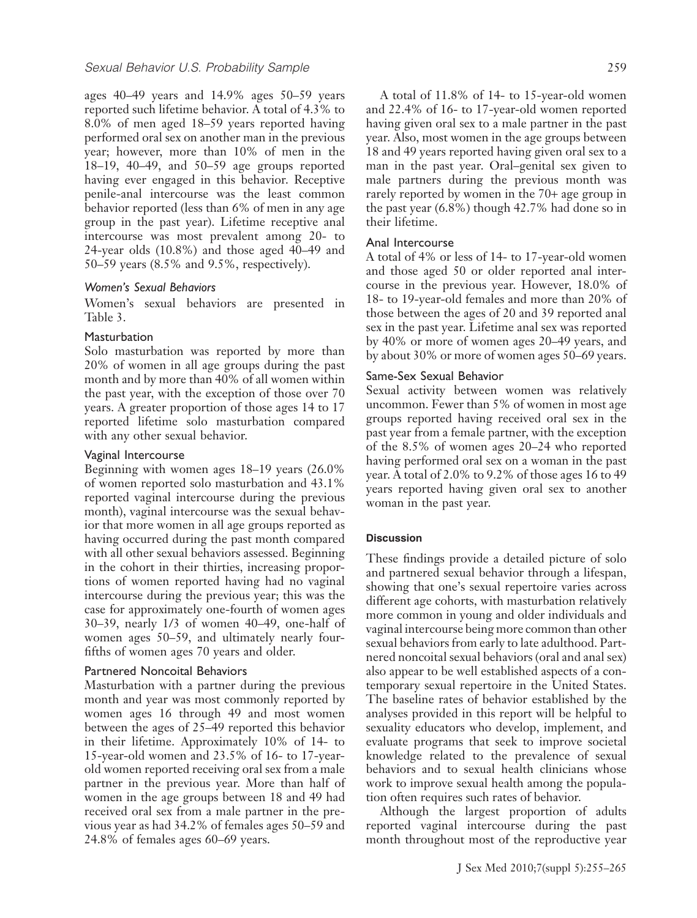ages 40–49 years and 14.9% ages 50–59 years reported such lifetime behavior. A total of 4.3% to 8.0% of men aged 18–59 years reported having performed oral sex on another man in the previous year; however, more than 10% of men in the 18–19, 40–49, and 50–59 age groups reported having ever engaged in this behavior. Receptive penile-anal intercourse was the least common behavior reported (less than 6% of men in any age group in the past year). Lifetime receptive anal intercourse was most prevalent among 20- to 24-year olds (10.8%) and those aged 40–49 and 50–59 years (8.5% and 9.5%, respectively).

### *Women's Sexual Behaviors*

Women's sexual behaviors are presented in Table 3.

#### Masturbation

Solo masturbation was reported by more than 20% of women in all age groups during the past month and by more than 40% of all women within the past year, with the exception of those over 70 years. A greater proportion of those ages 14 to 17 reported lifetime solo masturbation compared with any other sexual behavior.

#### Vaginal Intercourse

Beginning with women ages 18–19 years (26.0% of women reported solo masturbation and 43.1% reported vaginal intercourse during the previous month), vaginal intercourse was the sexual behavior that more women in all age groups reported as having occurred during the past month compared with all other sexual behaviors assessed. Beginning in the cohort in their thirties, increasing proportions of women reported having had no vaginal intercourse during the previous year; this was the case for approximately one-fourth of women ages 30–39, nearly 1/3 of women 40–49, one-half of women ages 50–59, and ultimately nearly four-fifths of women ages 70 years and older.

#### Partnered Noncoital Behaviors

Masturbation with a partner during the previous month and year was most commonly reported by women ages 16 through 49 and most women between the ages of 25–49 reported this behavior in their lifetime. Approximately 10% of 14- to 15-year-old women and 23.5% of 16- to 17-year-old women reported receiving oral sex from a male partner in the previous year. More than half of women in the age groups between 18 and 49 had received oral sex from a male partner in the previous year as had 34.2% of females ages 50–59 and 24.8% of females ages 60–69 years.

A total of 11.8% of 14- to 15-year-old women and 22.4% of 16- to 17-year-old women reported having given oral sex to a male partner in the past year. Also, most women in the age groups between 18 and 49 years reported having given oral sex to a man in the past year. Oral–genital sex given to male partners during the previous month was rarely reported by women in the 70+ age group in the past year (6.8%) though 42.7% had done so in their lifetime.

#### Anal Intercourse

A total of 4% or less of 14- to 17-year-old women and those aged 50 or older reported anal intercourse in the previous year. However, 18.0% of 18- to 19-year-old females and more than 20% of those between the ages of 20 and 39 reported anal sex in the past year. Lifetime anal sex was reported by 40% or more of women ages 20–49 years, and by about 30% or more of women ages 50–69 years.

#### Same-Sex Sexual Behavior

Sexual activity between women was relatively uncommon. Fewer than 5% of women in most age groups reported having received oral sex in the past year from a female partner, with the exception of the 8.5% of women ages 20–24 who reported having performed oral sex on a woman in the past year. A total of 2.0% to 9.2% of those ages 16 to 49 years reported having given oral sex to another woman in the past year.

## Discussion

These findings provide a detailed picture of solo and partnered sexual behavior through a lifespan, showing that one's sexual repertoire varies across different age cohorts, with masturbation relatively more common in young and older individuals and vaginal intercourse being more common than other sexual behaviors from early to late adulthood. Partnered noncoital sexual behaviors (oral and anal sex) also appear to be well established aspects of a contemporary sexual repertoire in the United States. The baseline rates of behavior established by the analyses provided in this report will be helpful to sexuality educators who develop, implement, and evaluate programs that seek to improve societal knowledge related to the prevalence of sexual behaviors and to sexual health clinicians whose work to improve sexual health among the population often requires such rates of behavior.

Although the largest proportion of adults reported vaginal intercourse during the past month throughout most of the reproductive year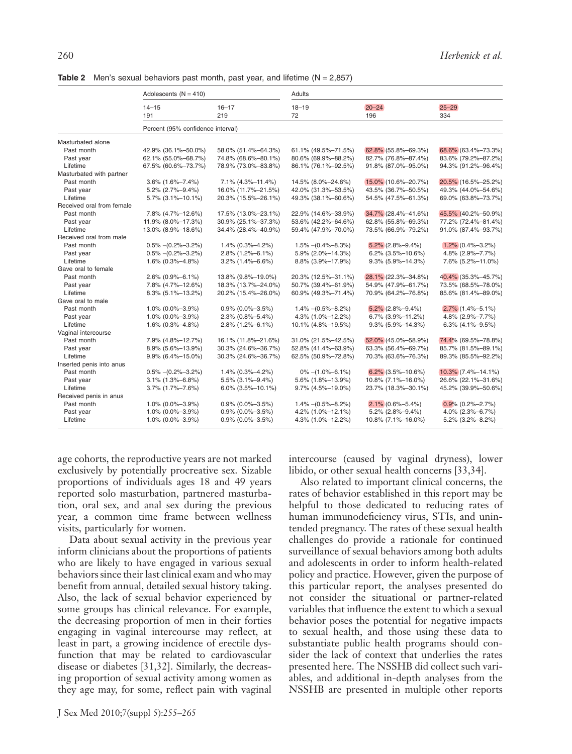**Table 2** Men's sexual behaviors past month, past year, and lifetime (N = 2,857)

| | Adolescents (N = 410) | | Adults | | |
|---|---|---|---|---|---|
| | 14–15 | 16–17 | 18–19 | 20–24 | 25–29 |
| | 191 | 219 | 72 | 196 | 334 |
| | Percent (95% confidence interval) | | | | |
| Masturbated alone | | | | | |
| Past month | 42.9% (36.1%–50.0%) | 58.0% (51.4%–64.3%) | 61.1% (49.5%–71.5%) | 62.8% (55.8%–69.3%) | 68.6% (63.4%–73.3%) |
| Past year | 62.1% (55.0%–68.7%) | 74.8% (68.6%–80.1%) | 80.6% (69.9%–88.2%) | 82.7% (76.8%–87.4%) | 83.6% (79.2%–87.2%) |
| Lifetime | 67.5% (60.6%–73.7%) | 78.9% (73.0%–83.8%) | 86.1% (76.1%–92.5%) | 91.8% (87.0%–95.0%) | 94.3% (91.2%–96.4%) |
| Masturbated with partner | | | | | |
| Past month | 3.6% (1.6%–7.4%) | 7.1% (4.3%–11.4%) | 14.5% (8.0%–24.6%) | 15.0% (10.6%–20.7%) | 20.5% (16.5%–25.2%) |
| Past year | 5.2% (2.7%–9.4%) | 16.0% (11.7%–21.5%) | 42.0% (31.3%–53.5%) | 43.5% (36.7%–50.5%) | 49.3% (44.0%–54.6%) |
| Lifetime | 5.7% (3.1%–10.1%) | 20.3% (15.5%–26.1%) | 49.3% (38.1%–60.6%) | 54.5% (47.5%–61.3%) | 69.0% (63.8%–73.7%) |
| Received oral from female | | | | | |
| Past month | 7.8% (4.7%–12.6%) | 17.5% (13.0%–23.1%) | 22.9% (14.6%–33.9%) | 34.7% (28.4%–41.6%) | 45.5% (40.2%–50.9%) |
| Past year | 11.9% (8.0%–17.3%) | 30.9% (25.1%–37.3%) | 53.6% (42.2%–64.6%) | 62.8% (55.8%–69.3%) | 77.2% (72.4%–81.4%) |
| Lifetime | 13.0% (8.9%–18.6%) | 34.4% (28.4%–40.9%) | 59.4% (47.9%–70.0%) | 73.5% (66.9%–79.2%) | 91.0% (87.4%–93.7%) |
| Received oral from male | | | | | |
| Past month | 0.5% –(0.2%–3.2%) | 1.4% (0.3%–4.2%) | 1.5% –(0.4%–8.3%) | 5.2% (2.8%–9.4%) | 1.2% (0.4%–3.2%) |
| Past year | 0.5% –(0.2%–3.2%) | 2.8% (1.2%–6.1%) | 5.9% (2.0%–14.3%) | 6.2% (3.5%–10.6%) | 4.8% (2.9%–7.7%) |
| Lifetime | 1.6% (0.3%–4.8%) | 3.2% (1.4%–6.6%) | 8.8% (3.9%–17.9%) | 9.3% (5.9%–14.3%) | 7.6% (5.2%–11.0%) |
| Gave oral to female | | | | | |
| Past month | 2.6% (0.9%–6.1%) | 13.8% (9.8%–19.0%) | 20.3% (12.5%–31.1%) | 28.1% (22.3%–34.8%) | 40.4% (35.3%–45.7%) |
| Past year | 7.8% (4.7%–12.6%) | 18.3% (13.7%–24.0%) | 50.7% (39.4%–61.9%) | 54.9% (47.9%–61.7%) | 73.5% (68.5%–78.0%) |
| Lifetime | 8.3% (5.1%–13.2%) | 20.2% (15.4%–26.0%) | 60.9% (49.3%–71.4%) | 70.9% (64.2%–76.8%) | 85.6% (81.4%–89.0%) |
| Gave oral to male | | | | | |
| Past month | 1.0% (0.0%–3.9%) | 0.9% (0.0%–3.5%) | 1.4% –(0.5%–8.2%) | 5.2% (2.8%–9.4%) | 2.7% (1.4%–5.1%) |
| Past year | 1.0% (0.0%–3.9%) | 2.3% (0.8%–5.4%) | 4.3% (1.0%–12.2%) | 6.7% (3.9%–11.2%) | 4.8% (2.9%–7.7%) |
| Lifetime | 1.6% (0.3%–4.8%) | 2.8% (1.2%–6.1%) | 10.1% (4.8%–19.5%) | 9.3% (5.9%–14.3%) | 6.3% (4.1%–9.5%) |
| Vaginal intercourse | | | | | |
| Past month | 7.9% (4.8%–12.7%) | 16.1% (11.8%–21.6%) | 31.0% (21.5%–42.5%) | 52.0% (45.0%–58.9%) | 74.4% (69.5%–78.8%) |
| Past year | 8.9% (5.6%–13.9%) | 30.3% (24.6%–36.7%) | 52.8% (41.4%–63.9%) | 63.3% (56.4%–69.7%) | 85.7% (81.5%–89.1%) |
| Lifetime | 9.9% (6.4%–15.0%) | 30.3% (24.6%–36.7%) | 62.5% (50.9%–72.8%) | 70.3% (63.6%–76.3%) | 89.3% (85.5%–92.2%) |
| Inserted penis into anus | | | | | |
| Past month | 0.5% –(0.2%–3.2%) | 1.4% (0.3%–4.2%) | 0% –(1.0%–6.1%) | 6.2% (3.5%–10.6%) | 10.3% (7.4%–14.1%) |
| Past year | 3.1% (1.3%–6.8%) | 5.5% (3.1%–9.4%) | 5.6% (1.8%–13.9%) | 10.8% (7.1%–16.0%) | 26.6% (22.1%–31.6%) |
| Lifetime | 3.7% (1.7%–7.6%) | 6.0% (3.5%–10.1%) | 9.7% (4.5%–19.0%) | 23.7% (18.3%–30.1%) | 45.2% (39.9%–50.6%) |
| Received penis in anus | | | | | |
| Past month | 1.0% (0.0%–3.9%) | 0.9% (0.0%–3.5%) | 1.4% –(0.5%–8.2%) | 2.1% (0.6%–5.4%) | 0.9% (0.2%–2.7%) |
| Past year | 1.0% (0.0%–3.9%) | 0.9% (0.0%–3.5%) | 4.2% (1.0%–12.1%) | 5.2% (2.8%–9.4%) | 4.0% (2.3%–6.7%) |
| Lifetime | 1.0% (0.0%–3.9%) | 0.9% (0.0%–3.5%) | 4.3% (1.0%–12.2%) | 10.8% (7.1%–16.0%) | 5.2% (3.2%–8.2%) |

age cohorts, the reproductive years are not marked exclusively by potentially procreative sex. Sizable proportions of individuals ages 18 and 49 years reported solo masturbation, partnered masturbation, oral sex, and anal sex during the previous year, a common time frame between wellness visits, particularly for women.

Data about sexual activity in the previous year inform clinicians about the proportions of patients who are likely to have engaged in various sexual behaviors since their last clinical exam and who may benefit from annual, detailed sexual history taking. Also, the lack of sexual behavior experienced by some groups has clinical relevance. For example, the decreasing proportion of men in their forties engaging in vaginal intercourse may reflect, at least in part, a growing incidence of erectile dysfunction that may be related to cardiovascular disease or diabetes [31,32]. Similarly, the decreasing proportion of sexual activity among women as they age may, for some, reflect pain with vaginal intercourse (caused by vaginal dryness), lower libido, or other sexual health concerns [33,34].

Also related to important clinical concerns, the rates of behavior established in this report may be helpful to those dedicated to reducing rates of human immunodeficiency virus, STIs, and unintended pregnancy. The rates of these sexual health challenges do provide a rationale for continued surveillance of sexual behaviors among both adults and adolescents in order to inform health-related policy and practice. However, given the purpose of this particular report, the analyses presented do not consider the situational or partner-related variables that influence the extent to which a sexual behavior poses the potential for negative impacts to sexual health, and those using these data to substantiate public health programs should consider the lack of context that underlies the rates presented here. The NSSHB did collect such variables, and additional in-depth analyses from the NSSHB are presented in multiple other reports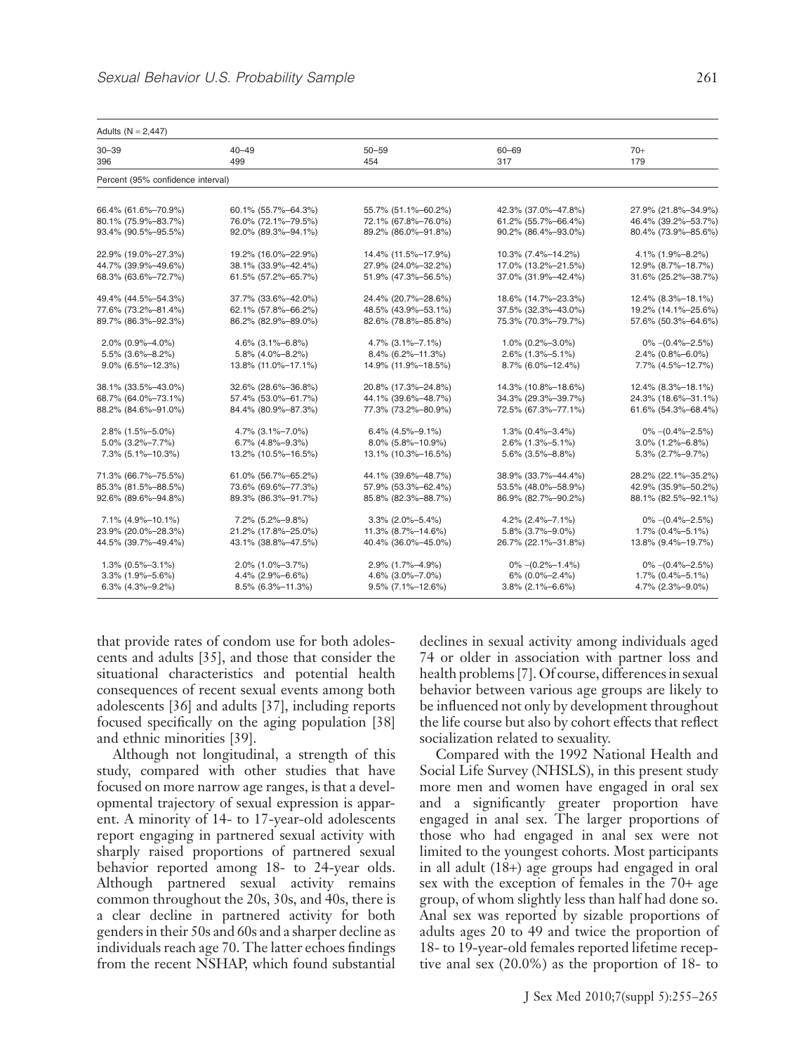| Adults (N = 2,447) | | | | |
|---|---|---|---|---|
| 30–39 | 40–49 | 50–59 | 60–69 | 70+ |
| 396 | 499 | 454 | 317 | 179 |
| Percent (95% confidence interval) | | | | |
| 66.4% (61.6%–70.9%) | 60.1% (55.7%–64.3%) | 55.7% (51.1%–60.2%) | 42.3% (37.0%–47.8%) | 27.9% (21.8%–34.9%) |
| 80.1% (75.9%–83.7%) | 76.0% (72.1%–79.5%) | 72.1% (67.8%–76.0%) | 61.2% (55.7%–66.4%) | 46.4% (39.2%–53.7%) |
| 93.4% (90.5%–95.5%) | 92.0% (89.3%–94.1%) | 89.2% (86.0%–91.8%) | 90.2% (86.4%–93.0%) | 80.4% (73.9%–85.6%) |
| 22.9% (19.0%–27.3%) | 19.2% (16.0%–22.9%) | 14.4% (11.5%–17.9%) | 10.3% (7.4%–14.2%) | 4.1% (1.9%–8.2%) |
| 44.7% (39.9%–49.6%) | 38.1% (33.9%–42.4%) | 27.9% (24.0%–32.2%) | 17.0% (13.2%–21.5%) | 12.9% (8.7%–18.7%) |
| 68.3% (63.6%–72.7%) | 61.5% (57.2%–65.7%) | 51.9% (47.3%–56.5%) | 37.0% (31.9%–42.4%) | 31.6% (25.2%–38.7%) |
| 49.4% (44.5%–54.3%) | 37.7% (33.6%–42.0%) | 24.4% (20.7%–28.6%) | 18.6% (14.7%–23.3%) | 12.4% (8.3%–18.1%) |
| 77.6% (73.2%–81.4%) | 62.1% (57.8%–66.2%) | 48.5% (43.9%–53.1%) | 37.5% (32.3%–43.0%) | 19.2% (14.1%–25.6%) |
| 89.7% (86.3%–92.3%) | 86.2% (82.9%–89.0%) | 82.6% (78.8%–85.8%) | 75.3% (70.3%–79.7%) | 57.6% (50.3%–64.6%) |
| 2.0% (0.9%–4.0%) | 4.6% (3.1%–6.8%) | 4.7% (3.1%–7.1%) | 1.0% (0.2%–3.0%) | 0% –(0.4%–2.5%) |
| 5.5% (3.6%–8.2%) | 5.8% (4.0%–8.2%) | 8.4% (6.2%–11.3%) | 2.6% (1.3%–5.1%) | 2.4% (0.8%–6.0%) |
| 9.0% (6.5%–12.3%) | 13.8% (11.0%–17.1%) | 14.9% (11.9%–18.5%) | 8.7% (6.0%–12.4%) | 7.7% (4.5%–12.7%) |
| 38.1% (33.5%–43.0%) | 32.6% (28.6%–36.8%) | 20.8% (17.3%–24.8%) | 14.3% (10.8%–18.6%) | 12.4% (8.3%–18.1%) |
| 68.7% (64.0%–73.1%) | 57.4% (53.0%–61.7%) | 44.1% (39.6%–48.7%) | 34.3% (29.3%–39.7%) | 24.3% (18.6%–31.1%) |
| 88.2% (84.6%–91.0%) | 84.4% (80.9%–87.3%) | 77.3% (73.2%–80.9%) | 72.5% (67.3%–77.1%) | 61.6% (54.3%–68.4%) |
| 2.8% (1.5%–5.0%) | 4.7% (3.1%–7.0%) | 6.4% (4.5%–9.1%) | 1.3% (0.4%–3.4%) | 0% –(0.4%–2.5%) |
| 5.0% (3.2%–7.7%) | 6.7% (4.8%–9.3%) | 8.0% (5.8%–10.9%) | 2.6% (1.3%–5.1%) | 3.0% (1.2%–6.8%) |
| 7.3% (5.1%–10.3%) | 13.2% (10.5%–16.5%) | 13.1% (10.3%–16.5%) | 5.6% (3.5%–8.8%) | 5.3% (2.7%–9.7%) |
| 71.3% (66.7%–75.5%) | 61.0% (56.7%–65.2%) | 44.1% (39.6%–48.7%) | 38.9% (33.7%–44.4%) | 28.2% (22.1%–35.2%) |
| 85.3% (81.5%–88.5%) | 73.6% (69.6%–77.3%) | 57.9% (53.3%–62.4%) | 53.5% (48.0%–58.9%) | 42.9% (35.9%–50.2%) |
| 92.6% (89.6%–94.8%) | 89.3% (86.3%–91.7%) | 85.8% (82.3%–88.7%) | 86.9% (82.7%–90.2%) | 88.1% (82.5%–92.1%) |
| 7.1% (4.9%–10.1%) | 7.2% (5.2%–9.8%) | 3.3% (2.0%–5.4%) | 4.2% (2.4%–7.1%) | 0% –(0.4%–2.5%) |
| 23.9% (20.0%–28.3%) | 21.2% (17.8%–25.0%) | 11.3% (8.7%–14.6%) | 5.8% (3.7%–9.0%) | 1.7% (0.4%–5.1%) |
| 44.5% (39.7%–49.4%) | 43.1% (38.8%–47.5%) | 40.4% (36.0%–45.0%) | 26.7% (22.1%–31.8%) | 13.8% (9.4%–19.7%) |
| 1.3% (0.5%–3.1%) | 2.0% (1.0%–3.7%) | 2.9% (1.7%–4.9%) | 0% –(0.2%–1.4%) | 0% –(0.4%–2.5%) |
| 3.3% (1.9%–5.6%) | 4.4% (2.9%–6.6%) | 4.6% (3.0%–7.0%) | 6% (0.0%–2.4%) | 1.7% (0.4%–5.1%) |
| 6.3% (4.3%–9.2%) | 8.5% (6.3%–11.3%) | 9.5% (7.1%–12.6%) | 3.8% (2.1%–6.6%) | 4.7% (2.3%–9.0%) |

that provide rates of condom use for both adolescents and adults [35], and those that consider the situational characteristics and potential health consequences of recent sexual events among both adolescents [36] and adults [37], including reports focused specifically on the aging population [38] and ethnic minorities [39].

Although not longitudinal, a strength of this study, compared with other studies that have focused on more narrow age ranges, is that a developmental trajectory of sexual expression is apparent. A minority of 14- to 17-year-old adolescents report engaging in partnered sexual activity with sharply raised proportions of partnered sexual behavior reported among 18- to 24-year olds. Although partnered sexual activity remains common throughout the 20s, 30s, and 40s, there is a clear decline in partnered activity for both genders in their 50s and 60s and a sharper decline as individuals reach age 70. The latter echoes findings from the recent NSHAP, which found substantial declines in sexual activity among individuals aged 74 or older in association with partner loss and health problems [7]. Of course, differences in sexual behavior between various age groups are likely to be influenced not only by development throughout the life course but also by cohort effects that reflect socialization related to sexuality.

Compared with the 1992 National Health and Social Life Survey (NHSLS), in this present study more men and women have engaged in oral sex and a significantly greater proportion have engaged in anal sex. The larger proportions of those who had engaged in anal sex were not limited to the youngest cohorts. Most participants in all adult (18+) age groups had engaged in oral sex with the exception of females in the 70+ age group, of whom slightly less than half had done so. Anal sex was reported by sizable proportions of adults ages 20 to 49 and twice the proportion of 18- to 19-year-old females reported lifetime receptive anal sex (20.0%) as the proportion of 18- to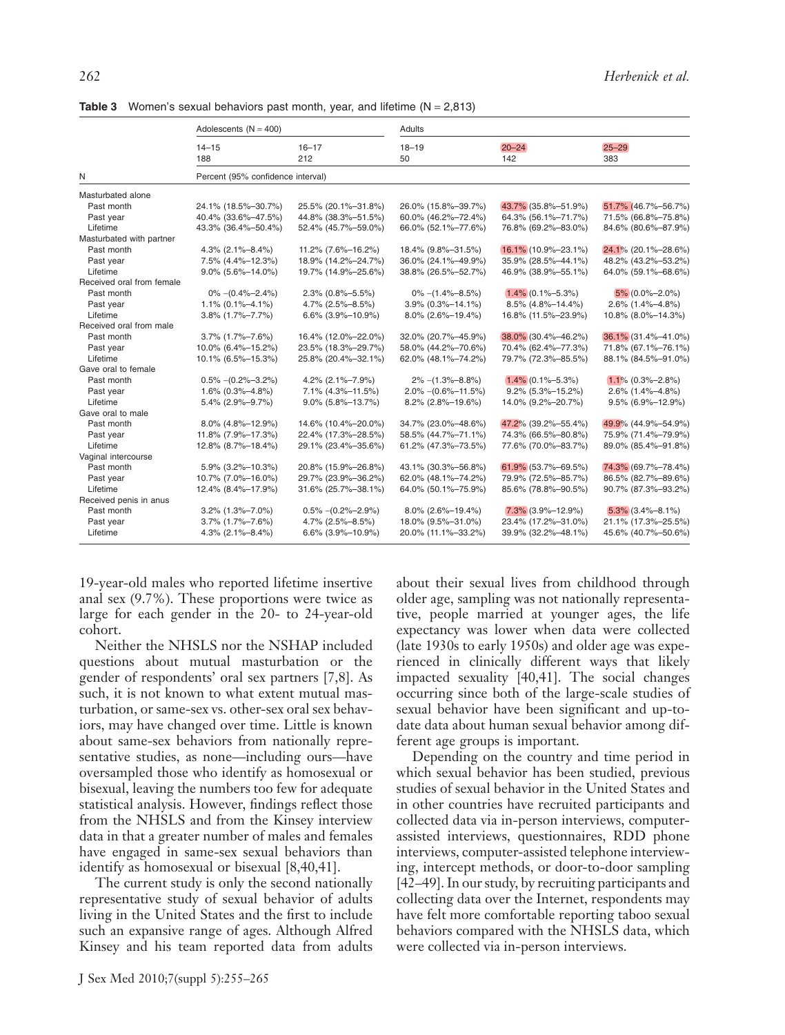**Table 3** Women's sexual behaviors past month, year, and lifetime (N = 2,813)

| | Adolescents (N = 400) | | Adults | | |
|---|---|---|---|---|---|
| | 14–15 | 16–17 | 18–19 | 20–24 | 25–29 |
| | 188 | 212 | 50 | 142 | 383 |
| N | Percent (95% confidence interval) | | | | |
| Masturbated alone | | | | | |
| Past month | 24.1% (18.5%–30.7%) | 25.5% (20.1%–31.8%) | 26.0% (15.8%–39.7%) | 43.7% (35.8%–51.9%) | 51.7% (46.7%–56.7%) |
| Past year | 40.4% (33.6%–47.5%) | 44.8% (38.3%–51.5%) | 60.0% (46.2%–72.4%) | 64.3% (56.1%–71.7%) | 71.5% (66.8%–75.8%) |
| Lifetime | 43.3% (36.4%–50.4%) | 52.4% (45.7%–59.0%) | 66.0% (52.1%–77.6%) | 76.8% (69.2%–83.0%) | 84.6% (80.6%–87.9%) |
| Masturbated with partner | | | | | |
| Past month | 4.3% (2.1%–8.4%) | 11.2% (7.6%–16.2%) | 18.4% (9.8%–31.5%) | 16.1% (10.9%–23.1%) | 24.1% (20.1%–28.6%) |
| Past year | 7.5% (4.4%–12.3%) | 18.9% (14.2%–24.7%) | 36.0% (24.1%–49.9%) | 35.9% (28.5%–44.1%) | 48.2% (43.2%–53.2%) |
| Lifetime | 9.0% (5.6%–14.0%) | 19.7% (14.9%–25.6%) | 38.8% (26.5%–52.7%) | 46.9% (38.9%–55.1%) | 64.0% (59.1%–68.6%) |
| Received oral from female | | | | | |
| Past month | 0% –(0.4%–2.4%) | 2.3% (0.8%–5.5%) | 0% –(1.4%–8.5%) | 1.4% (0.1%–5.3%) | 5% (0.0%–2.0%) |
| Past year | 1.1% (0.1%–4.1%) | 4.7% (2.5%–8.5%) | 3.9% (0.3%–14.1%) | 8.5% (4.8%–14.4%) | 2.6% (1.4%–4.8%) |
| Lifetime | 3.8% (1.7%–7.7%) | 6.6% (3.9%–10.9%) | 8.0% (2.6%–19.4%) | 16.8% (11.5%–23.9%) | 10.8% (8.0%–14.3%) |
| Received oral from male | | | | | |
| Past month | 3.7% (1.7%–7.6%) | 16.4% (12.0%–22.0%) | 32.0% (20.7%–45.9%) | 38.0% (30.4%–46.2%) | 36.1% (31.4%–41.0%) |
| Past year | 10.0% (6.4%–15.2%) | 23.5% (18.3%–29.7%) | 58.0% (44.2%–70.6%) | 70.4% (62.4%–77.3%) | 71.8% (67.1%–76.1%) |
| Lifetime | 10.1% (6.5%–15.3%) | 25.8% (20.4%–32.1%) | 62.0% (48.1%–74.2%) | 79.7% (72.3%–85.5%) | 88.1% (84.5%–91.0%) |
| Gave oral to female | | | | | |
| Past month | 0.5% –(0.2%–3.2%) | 4.2% (2.1%–7.9%) | 2% –(1.3%–8.8%) | 1.4% (0.1%–5.3%) | 1.1% (0.3%–2.8%) |
| Past year | 1.6% (0.3%–4.8%) | 7.1% (4.3%–11.5%) | 2.0% –(0.6%–11.5%) | 9.2% (5.3%–15.2%) | 2.6% (1.4%–4.8%) |
| Lifetime | 5.4% (2.9%–9.7%) | 9.0% (5.8%–13.7%) | 8.2% (2.8%–19.6%) | 14.0% (9.2%–20.7%) | 9.5% (6.9%–12.9%) |
| Gave oral to male | | | | | |
| Past month | 8.0% (4.8%–12.9%) | 14.6% (10.4%–20.0%) | 34.7% (23.0%–48.6%) | 47.2% (39.2%–55.4%) | 49.9% (44.9%–54.9%) |
| Past year | 11.8% (7.9%–17.3%) | 22.4% (17.3%–28.5%) | 58.5% (44.7%–71.1%) | 74.3% (66.5%–80.8%) | 75.9% (71.4%–79.9%) |
| Lifetime | 12.8% (8.7%–18.4%) | 29.1% (23.4%–35.6%) | 61.2% (47.3%–73.5%) | 77.6% (70.0%–83.7%) | 89.0% (85.4%–91.8%) |
| Vaginal intercourse | | | | | |
| Past month | 5.9% (3.2%–10.3%) | 20.8% (15.9%–26.8%) | 43.1% (30.3%–56.8%) | 61.9% (53.7%–69.5%) | 74.3% (69.7%–78.4%) |
| Past year | 10.7% (7.0%–16.0%) | 29.7% (23.9%–36.2%) | 62.0% (48.1%–74.2%) | 79.9% (72.5%–85.7%) | 86.5% (82.7%–89.6%) |
| Lifetime | 12.4% (8.4%–17.9%) | 31.6% (25.7%–38.1%) | 64.0% (50.1%–75.9%) | 85.6% (78.8%–90.5%) | 90.7% (87.3%–93.2%) |
| Received penis in anus | | | | | |
| Past month | 3.2% (1.3%–7.0%) | 0.5% –(0.2%–2.9%) | 8.0% (2.6%–19.4%) | 7.3% (3.9%–12.9%) | 5.3% (3.4%–8.1%) |
| Past year | 3.7% (1.7%–7.6%) | 4.7% (2.5%–8.5%) | 18.0% (9.5%–31.0%) | 23.4% (17.2%–31.0%) | 21.1% (17.3%–25.5%) |
| Lifetime | 4.3% (2.1%–8.4%) | 6.6% (3.9%–10.9%) | 20.0% (11.1%–33.2%) | 39.9% (32.2%–48.1%) | 45.6% (40.7%–50.6%) |

19-year-old males who reported lifetime insertive anal sex (9.7%). These proportions were twice as large for each gender in the 20- to 24-year-old cohort.

Neither the NHSLS nor the NSHAP included questions about mutual masturbation or the gender of respondents' oral sex partners [7,8]. As such, it is not known to what extent mutual masturbation, or same-sex vs. other-sex oral sex behaviors, may have changed over time. Little is known about same-sex behaviors from nationally representative studies, as none—including ours—have oversampled those who identify as homosexual or bisexual, leaving the numbers too few for adequate statistical analysis. However, findings reflect those from the NHSLS and from the Kinsey interview data in that a greater number of males and females have engaged in same-sex sexual behaviors than identify as homosexual or bisexual [8,40,41].

The current study is only the second nationally representative study of sexual behavior of adults living in the United States and the first to include such an expansive range of ages. Although Alfred Kinsey and his team reported data from adults about their sexual lives from childhood through older age, sampling was not nationally representative, people married at younger ages, the life expectancy was lower when data were collected (late 1930s to early 1950s) and older age was experienced in clinically different ways that likely impacted sexuality [40,41]. The social changes occurring since both of the large-scale studies of sexual behavior have been significant and up-to-date data about human sexual behavior among different age groups is important.

Depending on the country and time period in which sexual behavior has been studied, previous studies of sexual behavior in the United States and in other countries have recruited participants and collected data via in-person interviews, computer-assisted interviews, questionnaires, RDD phone interviews, computer-assisted telephone interviewing, intercept methods, or door-to-door sampling [42–49]. In our study, by recruiting participants and collecting data over the Internet, respondents may have felt more comfortable reporting taboo sexual behaviors compared with the NHSLS data, which were collected via in-person interviews.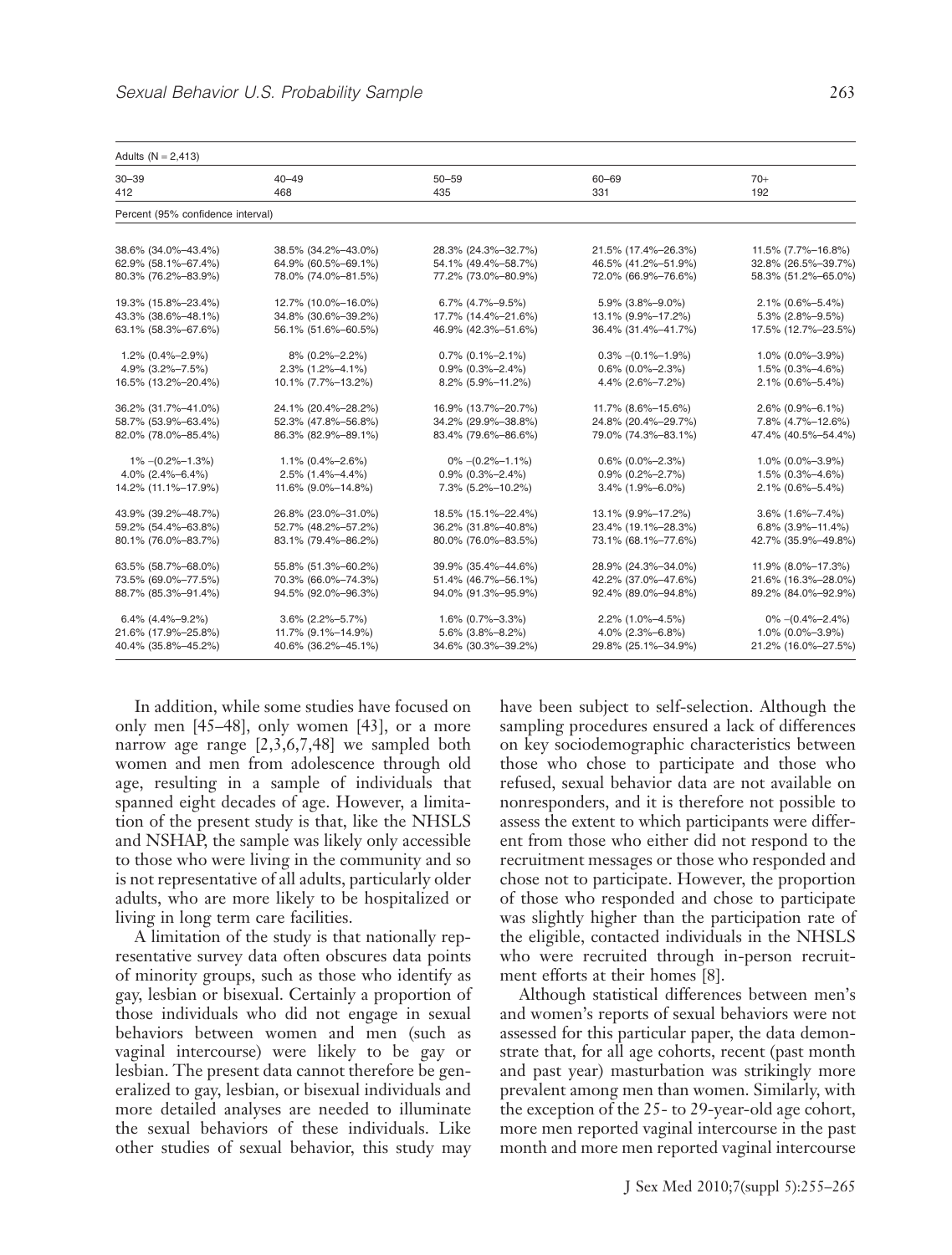| Adults (N = 2,413) | | | | |
|---|---|---|---|---|
| 30–39 | 40–49 | 50–59 | 60–69 | 70+ |
| 412 | 468 | 435 | 331 | 192 |
| Percent (95% confidence interval) | | | | |
| 38.6% (34.0%–43.4%) | 38.5% (34.2%–43.0%) | 28.3% (24.3%–32.7%) | 21.5% (17.4%–26.3%) | 11.5% (7.7%–16.8%) |
| 62.9% (58.1%–67.4%) | 64.9% (60.5%–69.1%) | 54.1% (49.4%–58.7%) | 46.5% (41.2%–51.9%) | 32.8% (26.5%–39.7%) |
| 80.3% (76.2%–83.9%) | 78.0% (74.0%–81.5%) | 77.2% (73.0%–80.9%) | 72.0% (66.9%–76.6%) | 58.3% (51.2%–65.0%) |
| 19.3% (15.8%–23.4%) | 12.7% (10.0%–16.0%) | 6.7% (4.7%–9.5%) | 5.9% (3.8%–9.0%) | 2.1% (0.6%–5.4%) |
| 43.3% (38.6%–48.1%) | 34.8% (30.6%–39.2%) | 17.7% (14.4%–21.6%) | 13.1% (9.9%–17.2%) | 5.3% (2.8%–9.5%) |
| 63.1% (58.3%–67.6%) | 56.1% (51.6%–60.5%) | 46.9% (42.3%–51.6%) | 36.4% (31.4%–41.7%) | 17.5% (12.7%–23.5%) |
| 1.2% (0.4%–2.9%) | 8% (0.2%–2.2%) | 0.7% (0.1%–2.1%) | 0.3% –(0.1%–1.9%) | 1.0% (0.0%–3.9%) |
| 4.9% (3.2%–7.5%) | 2.3% (1.2%–4.1%) | 0.9% (0.3%–2.4%) | 0.6% (0.0%–2.3%) | 1.5% (0.3%–4.6%) |
| 16.5% (13.2%–20.4%) | 10.1% (7.7%–13.2%) | 8.2% (5.9%–11.2%) | 4.4% (2.6%–7.2%) | 2.1% (0.6%–5.4%) |
| 36.2% (31.7%–41.0%) | 24.1% (20.4%–28.2%) | 16.9% (13.7%–20.7%) | 11.7% (8.6%–15.6%) | 2.6% (0.9%–6.1%) |
| 58.7% (53.9%–63.4%) | 52.3% (47.8%–56.8%) | 34.2% (29.9%–38.8%) | 24.8% (20.4%–29.7%) | 7.8% (4.7%–12.6%) |
| 82.0% (78.0%–85.4%) | 86.3% (82.9%–89.1%) | 83.4% (79.6%–86.6%) | 79.0% (74.3%–83.1%) | 47.4% (40.5%–54.4%) |
| 1% –(0.2%–1.3%) | 1.1% (0.4%–2.6%) | 0% –(0.2%–1.1%) | 0.6% (0.0%–2.3%) | 1.0% (0.0%–3.9%) |
| 4.0% (2.4%–6.4%) | 2.5% (1.4%–4.4%) | 0.9% (0.3%–2.4%) | 0.9% (0.2%–2.7%) | 1.5% (0.3%–4.6%) |
| 14.2% (11.1%–17.9%) | 11.6% (9.0%–14.8%) | 7.3% (5.2%–10.2%) | 3.4% (1.9%–6.0%) | 2.1% (0.6%–5.4%) |
| 43.9% (39.2%–48.7%) | 26.8% (23.0%–31.0%) | 18.5% (15.1%–22.4%) | 13.1% (9.9%–17.2%) | 3.6% (1.6%–7.4%) |
| 59.2% (54.4%–63.8%) | 52.7% (48.2%–57.2%) | 36.2% (31.8%–40.8%) | 23.4% (19.1%–28.3%) | 6.8% (3.9%–11.4%) |
| 80.1% (76.0%–83.7%) | 83.1% (79.4%–86.2%) | 80.0% (76.0%–83.5%) | 73.1% (68.1%–77.6%) | 42.7% (35.9%–49.8%) |
| 63.5% (58.7%–68.0%) | 55.8% (51.3%–60.2%) | 39.9% (35.4%–44.6%) | 28.9% (24.3%–34.0%) | 11.9% (8.0%–17.3%) |
| 73.5% (69.0%–77.5%) | 70.3% (66.0%–74.3%) | 51.4% (46.7%–56.1%) | 42.2% (37.0%–47.6%) | 21.6% (16.3%–28.0%) |
| 88.7% (85.3%–91.4%) | 94.5% (92.0%–96.3%) | 94.0% (91.3%–95.9%) | 92.4% (89.0%–94.8%) | 89.2% (84.0%–92.9%) |
| 6.4% (4.4%–9.2%) | 3.6% (2.2%–5.7%) | 1.6% (0.7%–3.3%) | 2.2% (1.0%–4.5%) | 0% –(0.4%–2.4%) |
| 21.6% (17.9%–25.8%) | 11.7% (9.1%–14.9%) | 5.6% (3.8%–8.2%) | 4.0% (2.3%–6.8%) | 1.0% (0.0%–3.9%) |
| 40.4% (35.8%–45.2%) | 40.6% (36.2%–45.1%) | 34.6% (30.3%–39.2%) | 29.8% (25.1%–34.9%) | 21.2% (16.0%–27.5%) |

In addition, while some studies have focused on only men [45–48], only women [43], or a more narrow age range [2,3,6,7,48] we sampled both women and men from adolescence through old age, resulting in a sample of individuals that spanned eight decades of age. However, a limitation of the present study is that, like the NHSLS and NSHAP, the sample was likely only accessible to those who were living in the community and so is not representative of all adults, particularly older adults, who are more likely to be hospitalized or living in long term care facilities.

A limitation of the study is that nationally representative survey data often obscures data points of minority groups, such as those who identify as gay, lesbian or bisexual. Certainly a proportion of those individuals who did not engage in sexual behaviors between women and men (such as vaginal intercourse) were likely to be gay or lesbian. The present data cannot therefore be generalized to gay, lesbian, or bisexual individuals and more detailed analyses are needed to illuminate the sexual behaviors of these individuals. Like other studies of sexual behavior, this study may have been subject to self-selection. Although the sampling procedures ensured a lack of differences on key sociodemographic characteristics between those who chose to participate and those who refused, sexual behavior data are not available on nonresponders, and it is therefore not possible to assess the extent to which participants were different from those who either did not respond to the recruitment messages or those who responded and chose not to participate. However, the proportion of those who responded and chose to participate was slightly higher than the participation rate of the eligible, contacted individuals in the NHSLS who were recruited through in-person recruitment efforts at their homes [8].

Although statistical differences between men's and women's reports of sexual behaviors were not assessed for this particular paper, the data demonstrate that, for all age cohorts, recent (past month and past year) masturbation was strikingly more prevalent among men than women. Similarly, with the exception of the 25- to 29-year-old age cohort, more men reported vaginal intercourse in the past month and more men reported vaginal intercourse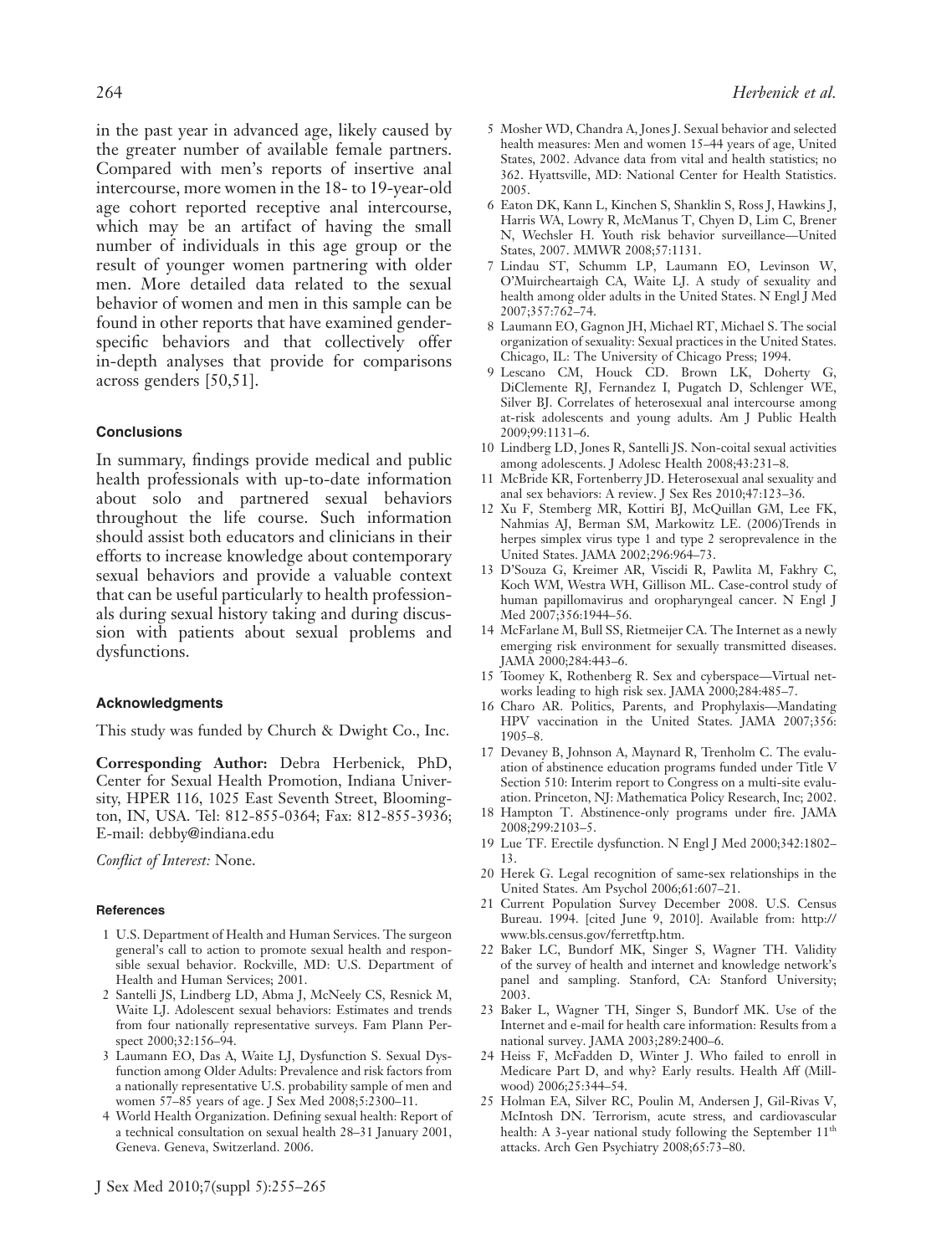in the past year in advanced age, likely caused by the greater number of available female partners. Compared with men's reports of insertive anal intercourse, more women in the 18- to 19-year-old age cohort reported receptive anal intercourse, which may be an artifact of having the small number of individuals in this age group or the result of younger women partnering with older men. More detailed data related to the sexual behavior of women and men in this sample can be found in other reports that have examined gender-specific behaviors and that collectively offer in-depth analyses that provide for comparisons across genders [50,51].

#### Conclusions

In summary, findings provide medical and public health professionals with up-to-date information about solo and partnered sexual behaviors throughout the life course. Such information should assist both educators and clinicians in their efforts to increase knowledge about contemporary sexual behaviors and provide a valuable context that can be useful particularly to health professionals during sexual history taking and during discussion with patients about sexual problems and dysfunctions.

#### Acknowledgments

This study was funded by Church & Dwight Co., Inc.

**Corresponding Author:** Debra Herbenick, PhD, Center for Sexual Health Promotion, Indiana University, HPER 116, 1025 East Seventh Street, Bloomington, IN, USA. Tel: 812-855-0364; Fax: 812-855-3936; E-mail: debby@indiana.edu

*Conflict of Interest:* None.

#### References

1. U.S. Department of Health and Human Services. The surgeon general's call to action to promote sexual health and responsible sexual behavior. Rockville, MD: U.S. Department of Health and Human Services; 2001.
2. Santelli JS, Lindberg LD, Abma J, McNeely CS, Resnick M, Waite LJ. Adolescent sexual behaviors: Estimates and trends from four nationally representative surveys. Fam Plann Perspect 2000;32:156–94.
3. Laumann EO, Das A, Waite LJ, Dysfunction S. Sexual Dysfunction among Older Adults: Prevalence and risk factors from a nationally representative U.S. probability sample of men and women 57–85 years of age. J Sex Med 2008;5:2300–11.
4. World Health Organization. Defining sexual health: Report of a technical consultation on sexual health 28–31 January 2001, Geneva. Geneva, Switzerland. 2006.
5. Mosher WD, Chandra A, Jones J. Sexual behavior and selected health measures: Men and women 15–44 years of age, United States, 2002. Advance data from vital and health statistics; no 362. Hyattsville, MD: National Center for Health Statistics. 2005.
6. Eaton DK, Kann L, Kinchen S, Shanklin S, Ross J, Hawkins J, Harris WA, Lowry R, McManus T, Chyen D, Lim C, Brener N, Wechsler H. Youth risk behavior surveillance—United States, 2007. MMWR 2008;57:1131.
7. Lindau ST, Schumm LP, Laumann EO, Levinson W, O'Muircheartaigh CA, Waite LJ. A study of sexuality and health among older adults in the United States. N Engl J Med 2007;357:762–74.
8. Laumann EO, Gagnon JH, Michael RT, Michael S. The social organization of sexuality: Sexual practices in the United States. Chicago, IL: The University of Chicago Press; 1994.
9. Lescano CM, Houck CD. Brown LK, Doherty G, DiClemente RJ, Fernandez I, Pugatch D, Schlenger WE, Silver BJ. Correlates of heterosexual anal intercourse among at-risk adolescents and young adults. Am J Public Health 2009;99:1131–6.
10. Lindberg LD, Jones R, Santelli JS. Non-coital sexual activities among adolescents. J Adolesc Health 2008;43:231–8.
11. McBride KR, Fortenberry JD. Heterosexual anal sexuality and anal sex behaviors: A review. J Sex Res 2010;47:123–36.
12. Xu F, Stemberg MR, Kottiri BJ, McQuillan GM, Lee FK, Nahmias AJ, Berman SM, Markowitz LE. (2006)Trends in herpes simplex virus type 1 and type 2 seroprevalence in the United States. JAMA 2002;296:964–73.
13. D'Souza G, Kreimer AR, Viscidi R, Pawlita M, Fakhry C, Koch WM, Westra WH, Gillison ML. Case-control study of human papillomavirus and oropharyngeal cancer. N Engl J Med 2007;356:1944–56.
14. McFarlane M, Bull SS, Rietmeijer CA. The Internet as a newly emerging risk environment for sexually transmitted diseases. JAMA 2000;284:443–6.
15. Toomey K, Rothenberg R. Sex and cyberspace—Virtual networks leading to high risk sex. JAMA 2000;284:485–7.
16. Charo AR. Politics, Parents, and Prophylaxis—Mandating HPV vaccination in the United States. JAMA 2007;356: 1905–8.
17. Devaney B, Johnson A, Maynard R, Trenholm C. The evaluation of abstinence education programs funded under Title V Section 510: Interim report to Congress on a multi-site evaluation. Princeton, NJ: Mathematica Policy Research, Inc; 2002.
18. Hampton T. Abstinence-only programs under fire. JAMA 2008;299:2103–5.
19. Lue TF. Erectile dysfunction. N Engl J Med 2000;342:1802–13.
20. Herek G. Legal recognition of same-sex relationships in the United States. Am Psychol 2006;61:607–21.
21. Current Population Survey December 2008. U.S. Census Bureau. 1994. [cited June 9, 2010]. Available from: http://www.bls.census.gov/ferretftp.htm.
22. Baker LC, Bundorf MK, Singer S, Wagner TH. Validity of the survey of health and internet and knowledge network's panel and sampling. Stanford, CA: Stanford University; 2003.
23. Baker L, Wagner TH, Singer S, Bundorf MK. Use of the Internet and e-mail for health care information: Results from a national survey. JAMA 2003;289:2400–6.
24. Heiss F, McFadden D, Winter J. Who failed to enroll in Medicare Part D, and why? Early results. Health Aff (Millwood) 2006;25:344–54.
25. Holman EA, Silver RC, Poulin M, Andersen J, Gil-Rivas V, McIntosh DN. Terrorism, acute stress, and cardiovascular health: A 3-year national study following the September 11th attacks. Arch Gen Psychiatry 2008;65:73–80.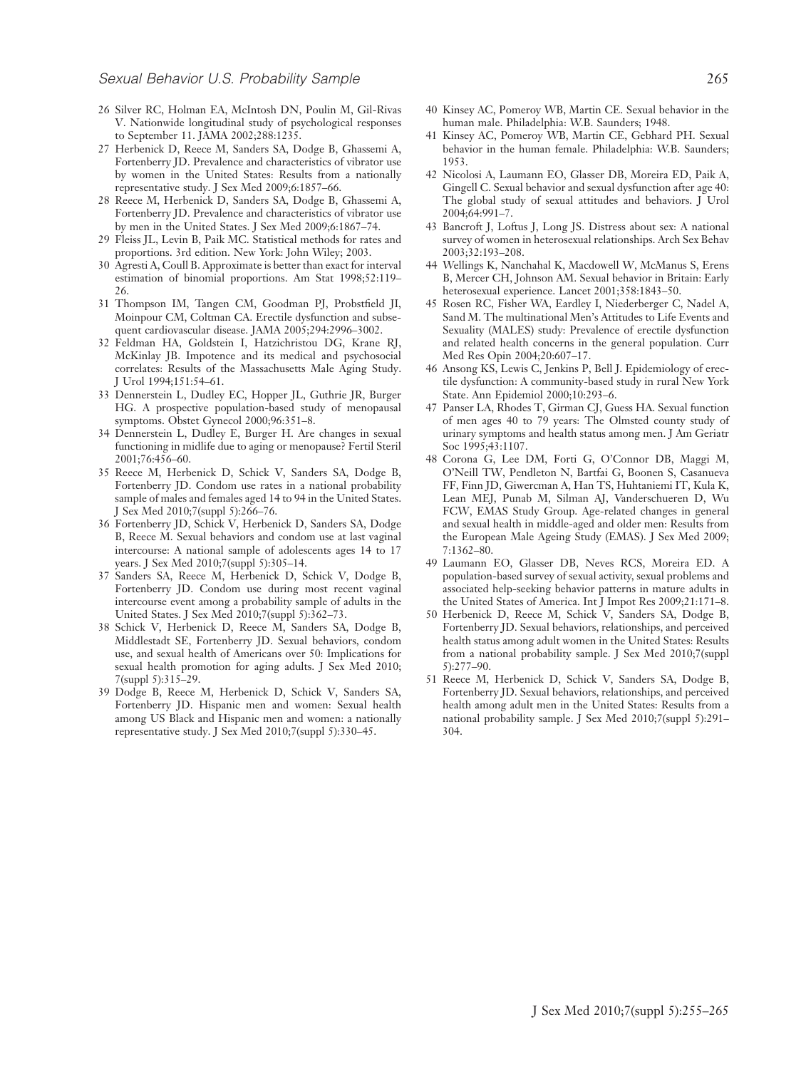26 Silver RC, Holman EA, McIntosh DN, Poulin M, Gil-Rivas V. Nationwide longitudinal study of psychological responses to September 11. JAMA 2002;288:1235.

27 Herbenick D, Reece M, Sanders SA, Dodge B, Ghassemi A, Fortenberry JD. Prevalence and characteristics of vibrator use by women in the United States: Results from a nationally representative study. J Sex Med 2009;6:1857–66.

28 Reece M, Herbenick D, Sanders SA, Dodge B, Ghassemi A, Fortenberry JD. Prevalence and characteristics of vibrator use by men in the United States. J Sex Med 2009;6:1867–74.

29 Fleiss JL, Levin B, Paik MC. Statistical methods for rates and proportions. 3rd edition. New York: John Wiley; 2003.

30 Agresti A, Coull B. Approximate is better than exact for interval estimation of binomial proportions. Am Stat 1998;52:119–26.

31 Thompson IM, Tangen CM, Goodman PJ, Probstfield JI, Moinpour CM, Coltman CA. Erectile dysfunction and subsequent cardiovascular disease. JAMA 2005;294:2996–3002.

32 Feldman HA, Goldstein I, Hatzichristou DG, Krane RJ, McKinlay JB. Impotence and its medical and psychosocial correlates: Results of the Massachusetts Male Aging Study. J Urol 1994;151:54–61.

33 Dennerstein L, Dudley EC, Hopper JL, Guthrie JR, Burger HG. A prospective population-based study of menopausal symptoms. Obstet Gynecol 2000;96:351–8.

34 Dennerstein L, Dudley E, Burger H. Are changes in sexual functioning in midlife due to aging or menopause? Fertil Steril 2001;76:456–60.

35 Reece M, Herbenick D, Schick V, Sanders SA, Dodge B, Fortenberry JD. Condom use rates in a national probability sample of males and females aged 14 to 94 in the United States. J Sex Med 2010;7(suppl 5):266–76.

36 Fortenberry JD, Schick V, Herbenick D, Sanders SA, Dodge B, Reece M. Sexual behaviors and condom use at last vaginal intercourse: A national sample of adolescents ages 14 to 17 years. J Sex Med 2010;7(suppl 5):305–14.

37 Sanders SA, Reece M, Herbenick D, Schick V, Dodge B, Fortenberry JD. Condom use during most recent vaginal intercourse event among a probability sample of adults in the United States. J Sex Med 2010;7(suppl 5):362–73.

38 Schick V, Herbenick D, Reece M, Sanders SA, Dodge B, Middlestadt SE, Fortenberry JD. Sexual behaviors, condom use, and sexual health of Americans over 50: Implications for sexual health promotion for aging adults. J Sex Med 2010; 7(suppl 5):315–29.

39 Dodge B, Reece M, Herbenick D, Schick V, Sanders SA, Fortenberry JD. Hispanic men and women: Sexual health among US Black and Hispanic men and women: a nationally representative study. J Sex Med 2010;7(suppl 5):330–45.

40 Kinsey AC, Pomeroy WB, Martin CE. Sexual behavior in the human male. Philadelphia: W.B. Saunders; 1948.

41 Kinsey AC, Pomeroy WB, Martin CE, Gebhard PH. Sexual behavior in the human female. Philadelphia: W.B. Saunders; 1953.

42 Nicolosi A, Laumann EO, Glasser DB, Moreira ED, Paik A, Gingell C. Sexual behavior and sexual dysfunction after age 40: The global study of sexual attitudes and behaviors. J Urol 2004;64:991–7.

43 Bancroft J, Loftus J, Long JS. Distress about sex: A national survey of women in heterosexual relationships. Arch Sex Behav 2003;32:193–208.

44 Wellings K, Nanchahal K, Macdowell W, McManus S, Erens B, Mercer CH, Johnson AM. Sexual behavior in Britain: Early heterosexual experience. Lancet 2001;358:1843–50.

45 Rosen RC, Fisher WA, Eardley I, Niederberger C, Nadel A, Sand M. The multinational Men's Attitudes to Life Events and Sexuality (MALES) study: Prevalence of erectile dysfunction and related health concerns in the general population. Curr Med Res Opin 2004;20:607–17.

46 Ansong KS, Lewis C, Jenkins P, Bell J. Epidemiology of erectile dysfunction: A community-based study in rural New York State. Ann Epidemiol 2000;10:293–6.

47 Panser LA, Rhodes T, Girman CJ, Guess HA. Sexual function of men ages 40 to 79 years: The Olmsted county study of urinary symptoms and health status among men. J Am Geriatr Soc 1995;43:1107.

48 Corona G, Lee DM, Forti G, O'Connor DB, Maggi M, O'Neill TW, Pendleton N, Bartfai G, Boonen S, Casanueva FF, Finn JD, Giwercman A, Han TS, Huhtaniemi IT, Kula K, Lean MEJ, Punab M, Silman AJ, Vanderschueren D, Wu FCW, EMAS Study Group. Age-related changes in general and sexual health in middle-aged and older men: Results from the European Male Ageing Study (EMAS). J Sex Med 2009; 7:1362–80.

49 Laumann EO, Glasser DB, Neves RCS, Moreira ED. A population-based survey of sexual activity, sexual problems and associated help-seeking behavior patterns in mature adults in the United States of America. Int J Impot Res 2009;21:171–8.

50 Herbenick D, Reece M, Schick V, Sanders SA, Dodge B, Fortenberry JD. Sexual behaviors, relationships, and perceived health status among adult women in the United States: Results from a national probability sample. J Sex Med 2010;7(suppl 5):277–90.

51 Reece M, Herbenick D, Schick V, Sanders SA, Dodge B, Fortenberry JD. Sexual behaviors, relationships, and perceived health among adult men in the United States: Results from a national probability sample. J Sex Med 2010;7(suppl 5):291–304.